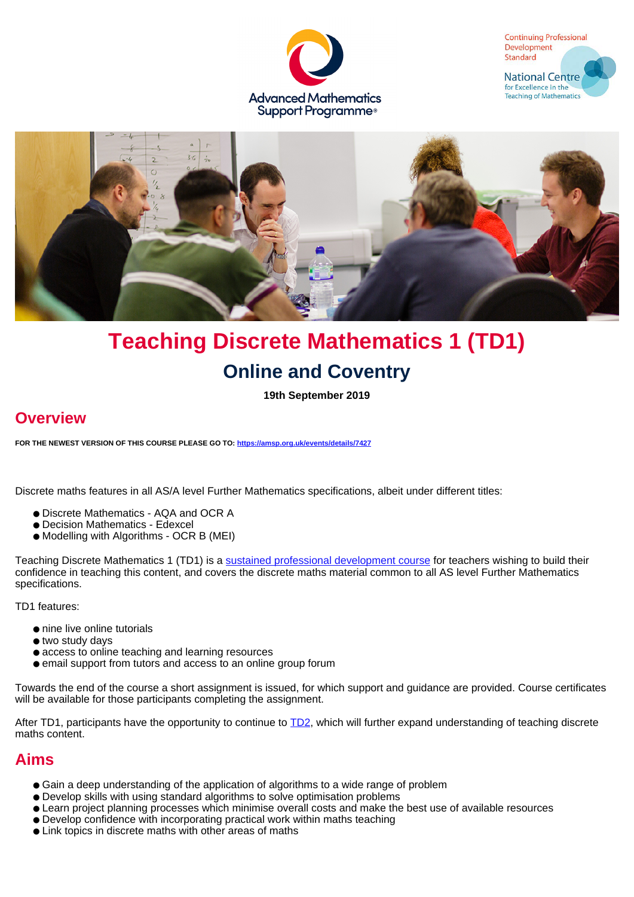Advanced Mathematics Support Programme

Continuing Professional Development Standard

National Centre for Excellence in the Teaching of Mathematics

# Teaching Discrete Mathematics 1 (TD1)

## Online and Coventry

**19th September 2019**

## Overview

**FOR THE NEWEST VERSION OF THIS COURSE PLEASE GO TO: https://amsp.org.uk/events/details/7427**

Discrete maths features in all AS/A level Further Mathematics specifications, albeit under different titles:

- Discrete Mathematics - AQA and OCR A
- Decision Mathematics - Edexcel
- Modelling with Algorithms - OCR B (MEI)

Teaching Discrete Mathematics 1 (TD1) is a sustained professional development course for teachers wishing to build their confidence in teaching this content, and covers the discrete maths material common to all AS level Further Mathematics specifications.

TD1 features:

- nine live online tutorials
- two study days
- access to online teaching and learning resources
- email support from tutors and access to an online group forum

Towards the end of the course a short assignment is issued, for which support and guidance are provided. Course certificates will be available for those participants completing the assignment.

After TD1, participants have the opportunity to continue to TD2, which will further expand understanding of teaching discrete maths content.

## Aims

- Gain a deep understanding of the application of algorithms to a wide range of problem
- Develop skills with using standard algorithms to solve optimisation problems
- Learn project planning processes which minimise overall costs and make the best use of available resources
- Develop confidence with incorporating practical work within maths teaching
- Link topics in discrete maths with other areas of maths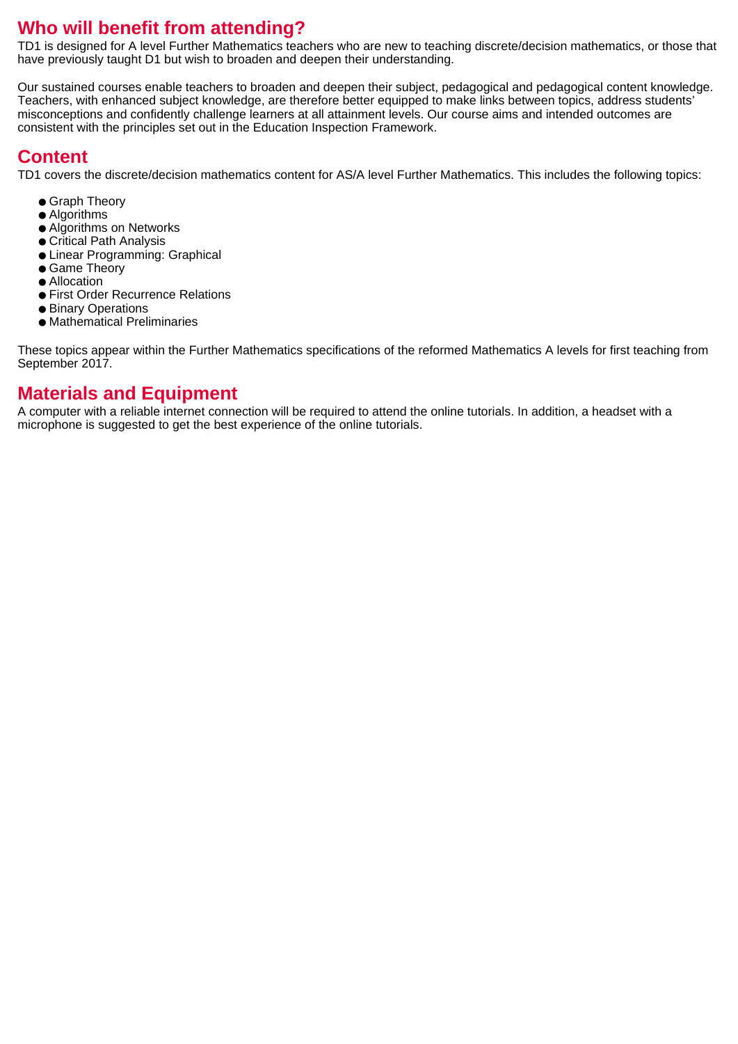## Who will benefit from attending?

TD1 is designed for A level Further Mathematics teachers who are new to teaching discrete/decision mathematics, or those that have previously taught D1 but wish to broaden and deepen their understanding.

Our sustained courses enable teachers to broaden and deepen their subject, pedagogical and pedagogical content knowledge. Teachers, with enhanced subject knowledge, are therefore better equipped to make links between topics, address students' misconceptions and confidently challenge learners at all attainment levels. Our course aims and intended outcomes are consistent with the principles set out in the Education Inspection Framework.

## Content

TD1 covers the discrete/decision mathematics content for AS/A level Further Mathematics. This includes the following topics:

- Graph Theory
- Algorithms
- Algorithms on Networks
- Critical Path Analysis
- Linear Programming: Graphical
- Game Theory
- Allocation
- First Order Recurrence Relations
- Binary Operations
- Mathematical Preliminaries

These topics appear within the Further Mathematics specifications of the reformed Mathematics A levels for first teaching from September 2017.

## Materials and Equipment

A computer with a reliable internet connection will be required to attend the online tutorials. In addition, a headset with a microphone is suggested to get the best experience of the online tutorials.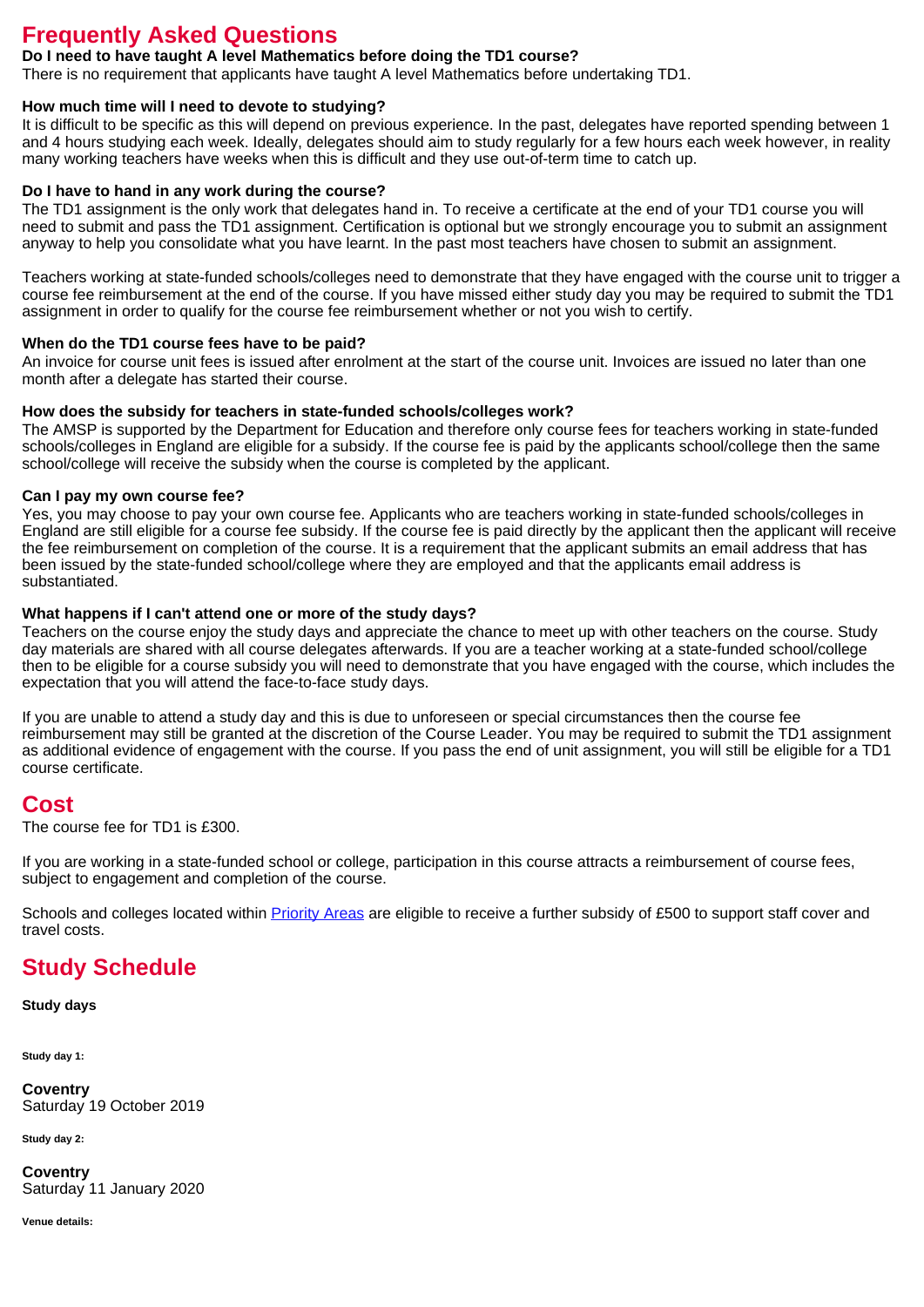## Frequently Asked Questions

**Do I need to have taught A level Mathematics before doing the TD1 course?**

There is no requirement that applicants have taught A level Mathematics before undertaking TD1.

**How much time will I need to devote to studying?**

It is difficult to be specific as this will depend on previous experience. In the past, delegates have reported spending between 1 and 4 hours studying each week. Ideally, delegates should aim to study regularly for a few hours each week however, in reality many working teachers have weeks when this is difficult and they use out-of-term time to catch up.

**Do I have to hand in any work during the course?**

The TD1 assignment is the only work that delegates hand in. To receive a certificate at the end of your TD1 course you will need to submit and pass the TD1 assignment. Certification is optional but we strongly encourage you to submit an assignment anyway to help you consolidate what you have learnt. In the past most teachers have chosen to submit an assignment.

Teachers working at state-funded schools/colleges need to demonstrate that they have engaged with the course unit to trigger a course fee reimbursement at the end of the course. If you have missed either study day you may be required to submit the TD1 assignment in order to qualify for the course fee reimbursement whether or not you wish to certify.

**When do the TD1 course fees have to be paid?**

An invoice for course unit fees is issued after enrolment at the start of the course unit. Invoices are issued no later than one month after a delegate has started their course.

**How does the subsidy for teachers in state-funded schools/colleges work?**

The AMSP is supported by the Department for Education and therefore only course fees for teachers working in state-funded schools/colleges in England are eligible for a subsidy. If the course fee is paid by the applicants school/college then the same school/college will receive the subsidy when the course is completed by the applicant.

**Can I pay my own course fee?**

Yes, you may choose to pay your own course fee. Applicants who are teachers working in state-funded schools/colleges in England are still eligible for a course fee subsidy. If the course fee is paid directly by the applicant then the applicant will receive the fee reimbursement on completion of the course. It is a requirement that the applicant submits an email address that has been issued by the state-funded school/college where they are employed and that the applicants email address is substantiated.

**What happens if I can't attend one or more of the study days?**

Teachers on the course enjoy the study days and appreciate the chance to meet up with other teachers on the course. Study day materials are shared with all course delegates afterwards. If you are a teacher working at a state-funded school/college then to be eligible for a course subsidy you will need to demonstrate that you have engaged with the course, which includes the expectation that you will attend the face-to-face study days.

If you are unable to attend a study day and this is due to unforeseen or special circumstances then the course fee reimbursement may still be granted at the discretion of the Course Leader. You may be required to submit the TD1 assignment as additional evidence of engagement with the course. If you pass the end of unit assignment, you will still be eligible for a TD1 course certificate.

## Cost

The course fee for TD1 is £300.

If you are working in a state-funded school or college, participation in this course attracts a reimbursement of course fees, subject to engagement and completion of the course.

Schools and colleges located within [Priority Areas] are eligible to receive a further subsidy of £500 to support staff cover and travel costs.

## Study Schedule

**Study days**

**Study day 1:**

**Coventry**
Saturday 19 October 2019

**Study day 2:**

**Coventry**
Saturday 11 January 2020

**Venue details:**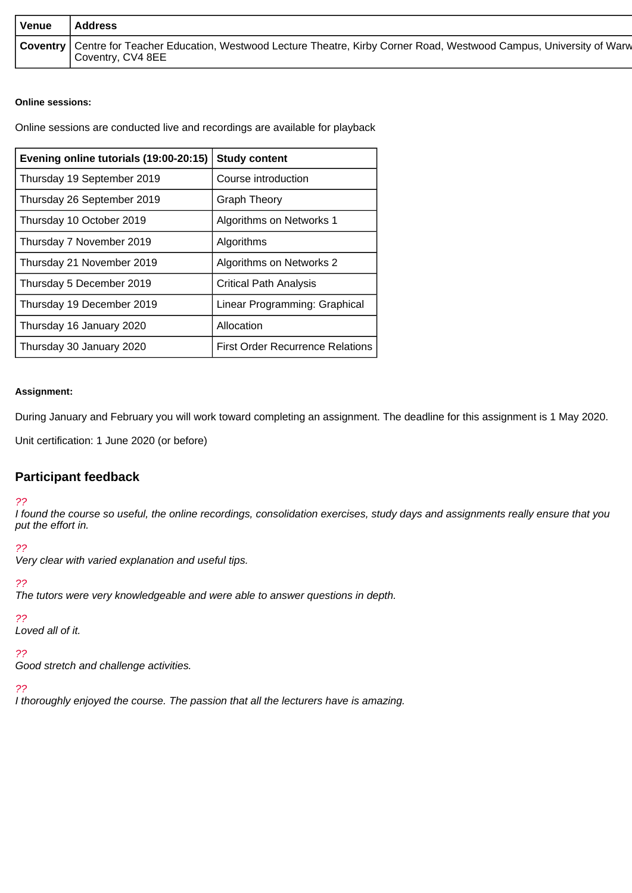| Venue | Address |
| --- | --- |
| **Coventry** | Centre for Teacher Education, Westwood Lecture Theatre, Kirby Corner Road, Westwood Campus, University of Warw Coventry, CV4 8EE |

**Online sessions:**

Online sessions are conducted live and recordings are available for playback

| Evening online tutorials (19:00-20:15) | Study content |
| --- | --- |
| Thursday 19 September 2019 | Course introduction |
| Thursday 26 September 2019 | Graph Theory |
| Thursday 10 October 2019 | Algorithms on Networks 1 |
| Thursday 7 November 2019 | Algorithms |
| Thursday 21 November 2019 | Algorithms on Networks 2 |
| Thursday 5 December 2019 | Critical Path Analysis |
| Thursday 19 December 2019 | Linear Programming: Graphical |
| Thursday 16 January 2020 | Allocation |
| Thursday 30 January 2020 | First Order Recurrence Relations |

**Assignment:**

During January and February you will work toward completing an assignment. The deadline for this assignment is 1 May 2020.

Unit certification: 1 June 2020 (or before)

## Participant feedback

*??*
*I found the course so useful, the online recordings, consolidation exercises, study days and assignments really ensure that you put the effort in.*

*??*
*Very clear with varied explanation and useful tips.*

*??*
*The tutors were very knowledgeable and were able to answer questions in depth.*

*??*
*Loved all of it.*

*??*
*Good stretch and challenge activities.*

*??*
*I thoroughly enjoyed the course. The passion that all the lecturers have is amazing.*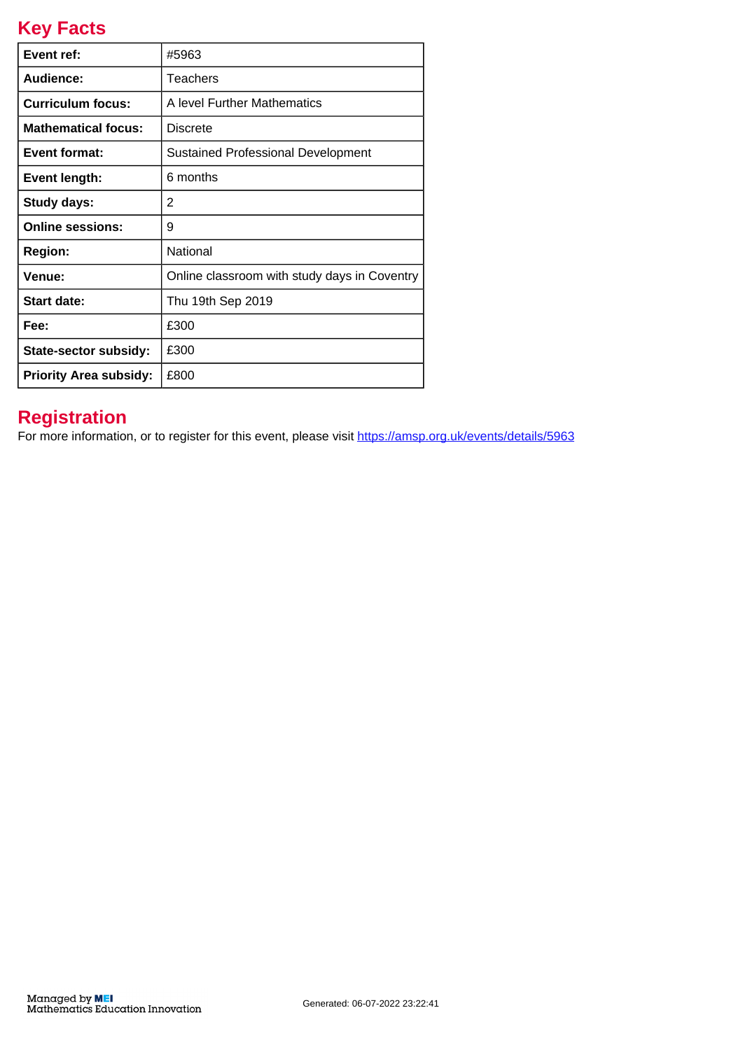## Key Facts

| | |
|---|---|
| **Event ref:** | #5963 |
| **Audience:** | Teachers |
| **Curriculum focus:** | A level Further Mathematics |
| **Mathematical focus:** | Discrete |
| **Event format:** | Sustained Professional Development |
| **Event length:** | 6 months |
| **Study days:** | 2 |
| **Online sessions:** | 9 |
| **Region:** | National |
| **Venue:** | Online classroom with study days in Coventry |
| **Start date:** | Thu 19th Sep 2019 |
| **Fee:** | £300 |
| **State-sector subsidy:** | £300 |
| **Priority Area subsidy:** | £800 |

## Registration

For more information, or to register for this event, please visit https://amsp.org.uk/events/details/5963